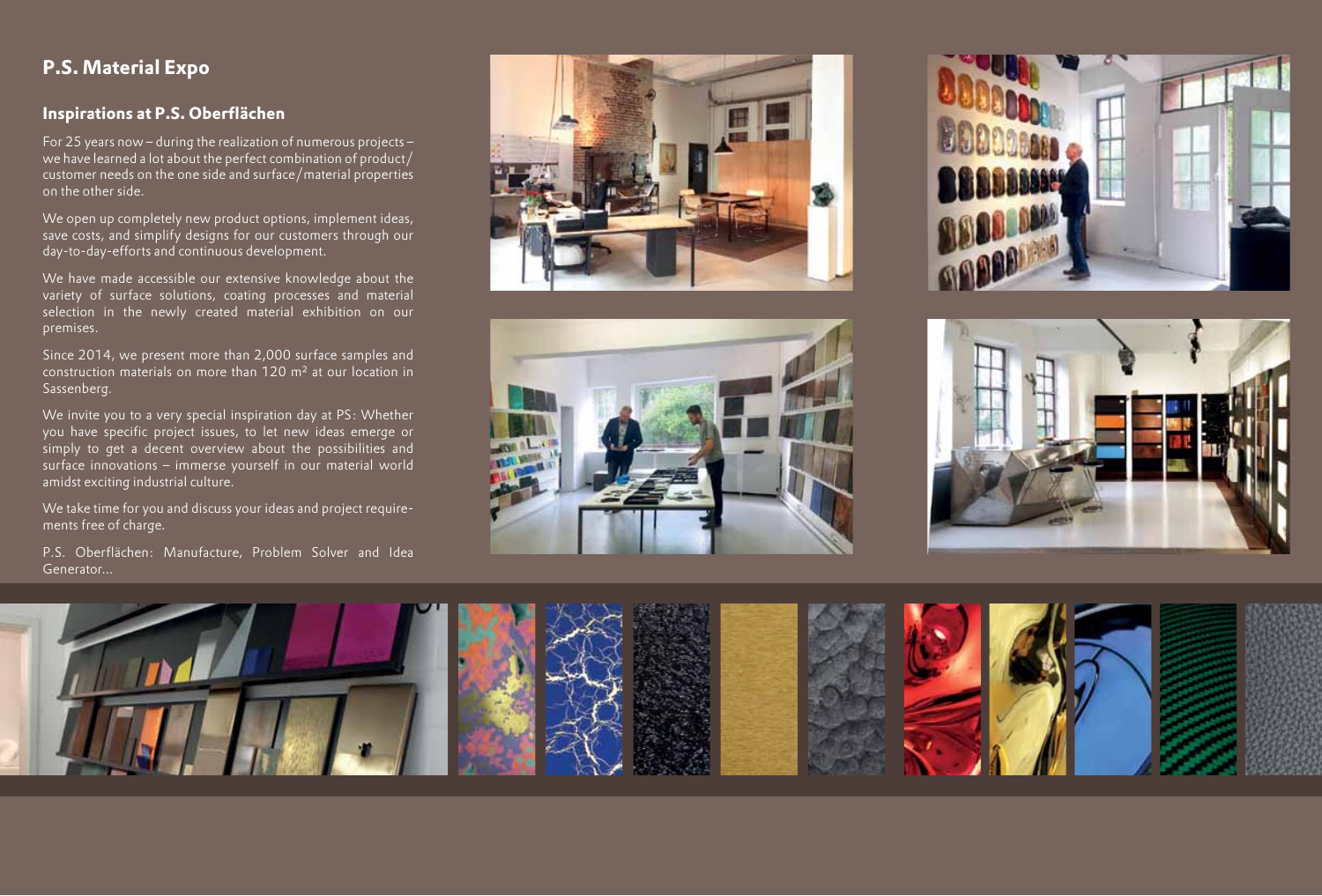## P.S. Material Expo

### Inspirations at P.S. Oberflächen

For 25 years now – during the realization of numerous projects – we have learned a lot about the perfect combination of product/customer needs on the one side and surface/material properties on the other side.

We open up completely new product options, implement ideas, save costs, and simplify designs for our customers through our day-to-day-efforts and continuous development.

We have made accessible our extensive knowledge about the variety of surface solutions, coating processes and material selection in the newly created material exhibition on our premises.

Since 2014, we present more than 2,000 surface samples and construction materials on more than 120 m² at our location in Sassenberg.

We invite you to a very special inspiration day at PS: Whether you have specific project issues, to let new ideas emerge or simply to get a decent overview about the possibilities and surface innovations – immerse yourself in our material world amidst exciting industrial culture.

We take time for you and discuss your ideas and project requirements free of charge.

P.S. Oberflächen: Manufacture, Problem Solver and Idea Generator...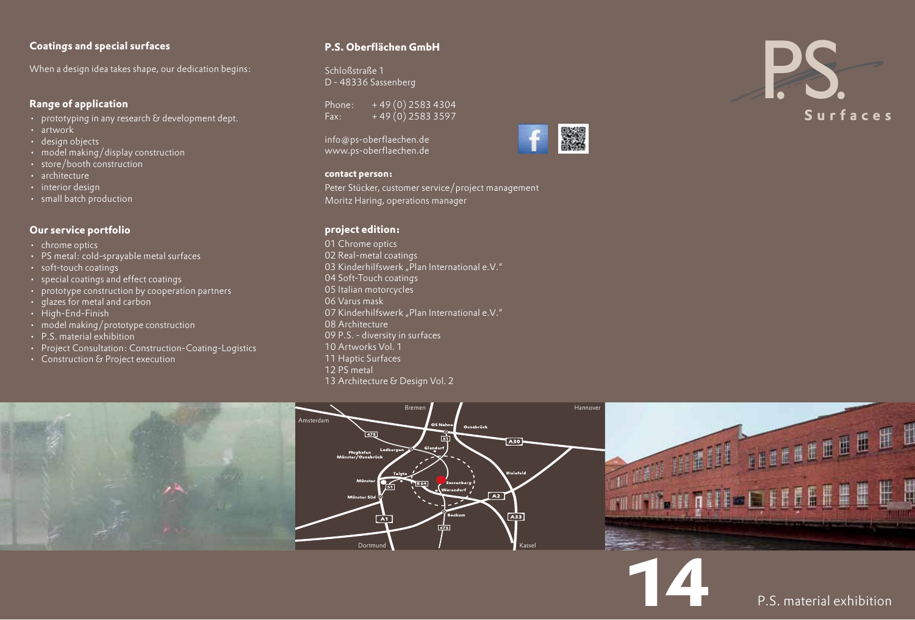## Coatings and special surfaces

When a design idea takes shape, our dedication begins:

### Range of application

- prototyping in any research & development dept.
- artwork
- design objects
- model making/display construction
- store/booth construction
- architecture
- interior design
- small batch production

### Our service portfolio

- chrome optics
- PS metal: cold-sprayable metal surfaces
- soft-touch coatings
- special coatings and effect coatings
- prototype construction by cooperation partners
- glazes for metal and carbon
- High-End-Finish
- model making/prototype construction
- P.S. material exhibition
- Project Consultation: Construction-Coating-Logistics
- Construction & Project execution

## P.S. Oberflächen GmbH

Schloßstraße 1
D - 48336 Sassenberg

Phone: + 49 (0) 2583 4304
Fax: + 49 (0) 2583 3597

info@ps-oberflaechen.de
www.ps-oberflaechen.de

**contact person:**

Peter Stücker, customer service/project management
Moritz Haring, operations manager

**project edition:**

01 Chrome optics
02 Real-metal coatings
03 Kinderhilfswerk „Plan International e.V."
04 Soft-Touch coatings
05 Italian motorcycles
06 Varus mask
07 Kinderhilfswerk „Plan International e.V."
08 Architecture
09 P.S. - diversity in surfaces
10 Artworks Vol. 1
11 Haptic Surfaces
12 PS metal
13 Architecture & Design Vol. 2

P.S. Surfaces

Bremen
Hannover
Amsterdam
Osnabrück
OS Nahne
A30
Flughafen Münster/Osnabrück
Ladbergen
Glandorf
Telgte
Münster
Sassenberg
Warendorf
Bielefeld
Münster Süd
B64
A2
Beckum
A1
A33
475
Dortmund
Kassel

14

P.S. material exhibition